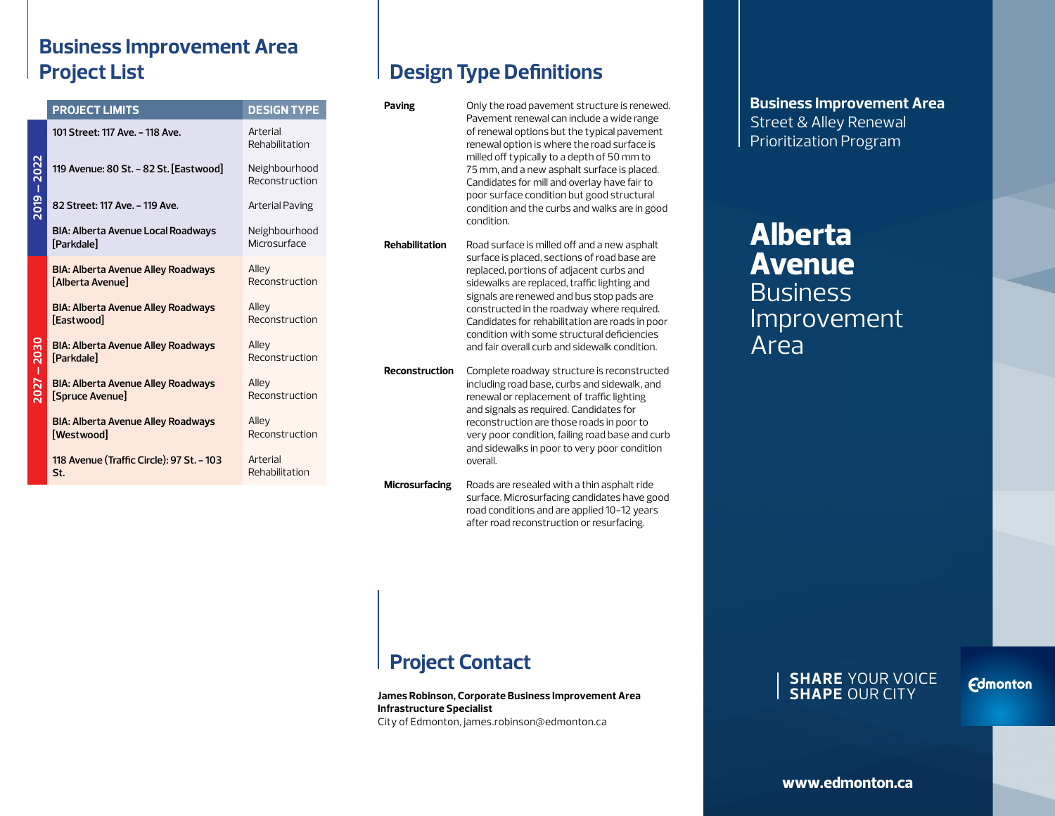## Business Improvement Area Project List

| | PROJECT LIMITS | DESIGN TYPE |
|---|---|---|
| 2019 – 2022 | 101 Street: 117 Ave. – 118 Ave. | Arterial Rehabilitation |
| | 119 Avenue: 80 St. – 82 St. [Eastwood] | Neighbourhood Reconstruction |
| | 82 Street: 117 Ave. – 119 Ave. | Arterial Paving |
| | BIA: Alberta Avenue Local Roadways [Parkdale] | Neighbourhood Microsurface |
| 2027 – 2030 | BIA: Alberta Avenue Alley Roadways [Alberta Avenue] | Alley Reconstruction |
| | BIA: Alberta Avenue Alley Roadways [Eastwood] | Alley Reconstruction |
| | BIA: Alberta Avenue Alley Roadways [Parkdale] | Alley Reconstruction |
| | BIA: Alberta Avenue Alley Roadways [Spruce Avenue] | Alley Reconstruction |
| | BIA: Alberta Avenue Alley Roadways [Westwood] | Alley Reconstruction |
| | 118 Avenue (Traffic Circle): 97 St. – 103 St. | Arterial Rehabilitation |

## Design Type Definitions

**Paving** — Only the road pavement structure is renewed. Pavement renewal can include a wide range of renewal options but the typical pavement renewal option is where the road surface is milled off typically to a depth of 50 mm to 75 mm, and a new asphalt surface is placed. Candidates for mill and overlay have fair to poor surface condition but good structural condition and the curbs and walks are in good condition.

**Rehabilitation** — Road surface is milled off and a new asphalt surface is placed, sections of road base are replaced, portions of adjacent curbs and sidewalks are replaced, traffic lighting and signals are renewed and bus stop pads are constructed in the roadway where required. Candidates for rehabilitation are roads in poor condition with some structural deficiencies and fair overall curb and sidewalk condition.

**Reconstruction** — Complete roadway structure is reconstructed including road base, curbs and sidewalk, and renewal or replacement of traffic lighting and signals as required. Candidates for reconstruction are those roads in poor to very poor condition, failing road base and curb and sidewalks in poor to very poor condition overall.

**Microsurfacing** — Roads are resealed with a thin asphalt ride surface. Microsurfacing candidates have good road conditions and are applied 10-12 years after road reconstruction or resurfacing.

## Project Contact

**James Robinson, Corporate Business Improvement Area Infrastructure Specialist**
City of Edmonton, james.robinson@edmonton.ca

**Business Improvement Area**
Street & Alley Renewal Prioritization Program

# **Alberta Avenue** Business Improvement Area

**SHARE** YOUR VOICE
**SHAPE** OUR CITY

Edmonton

**www.edmonton.ca**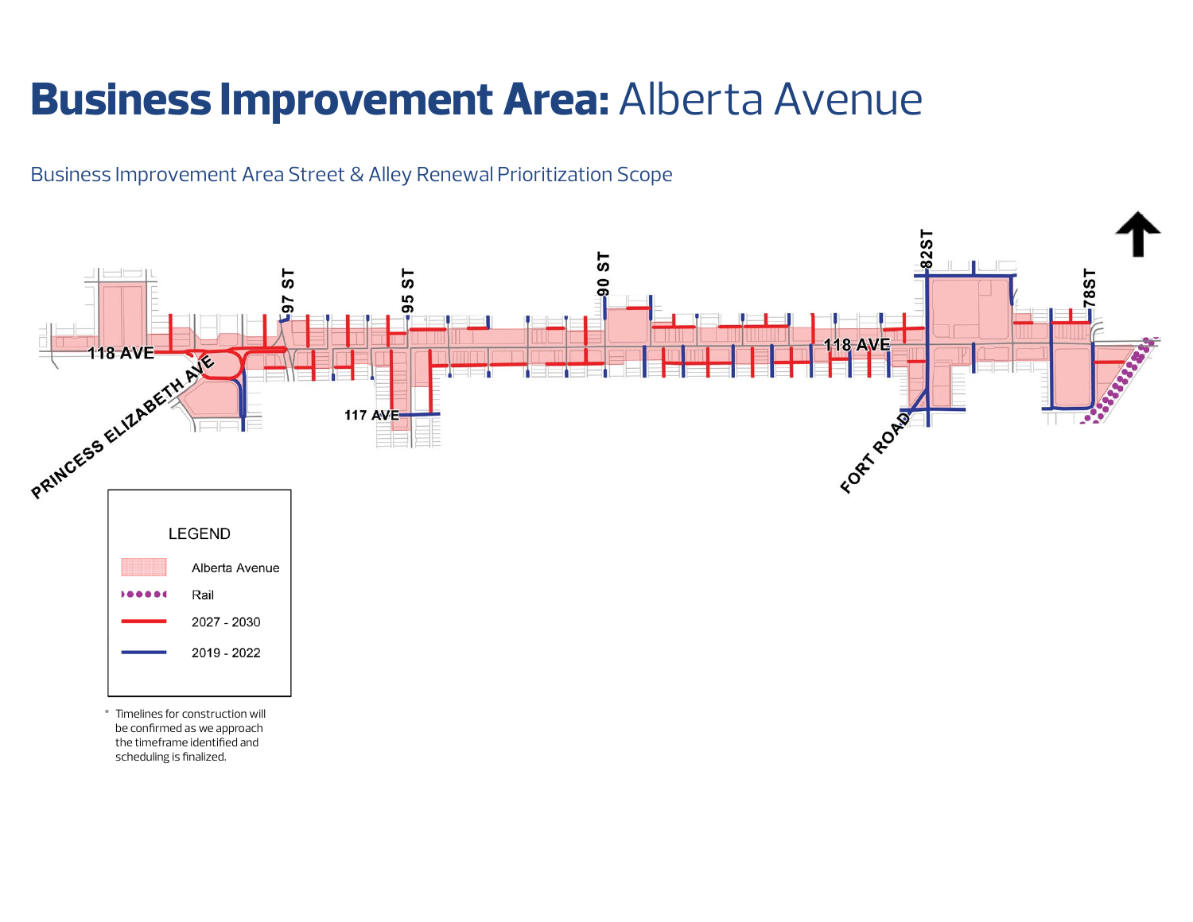# Business Improvement Area: Alberta Avenue

Business Improvement Area Street & Alley Renewal Prioritization Scope

118 AVE

PRINCESS ELIZABETH AVE

97 ST

95 ST

90 ST

117 AVE

118 AVE

82ST

78ST

FORT ROAD

LEGEND

Alberta Avenue

Rail

2027 - 2030

2019 - 2022

* Timelines for construction will be confirmed as we approach the timeframe identified and scheduling is finalized.